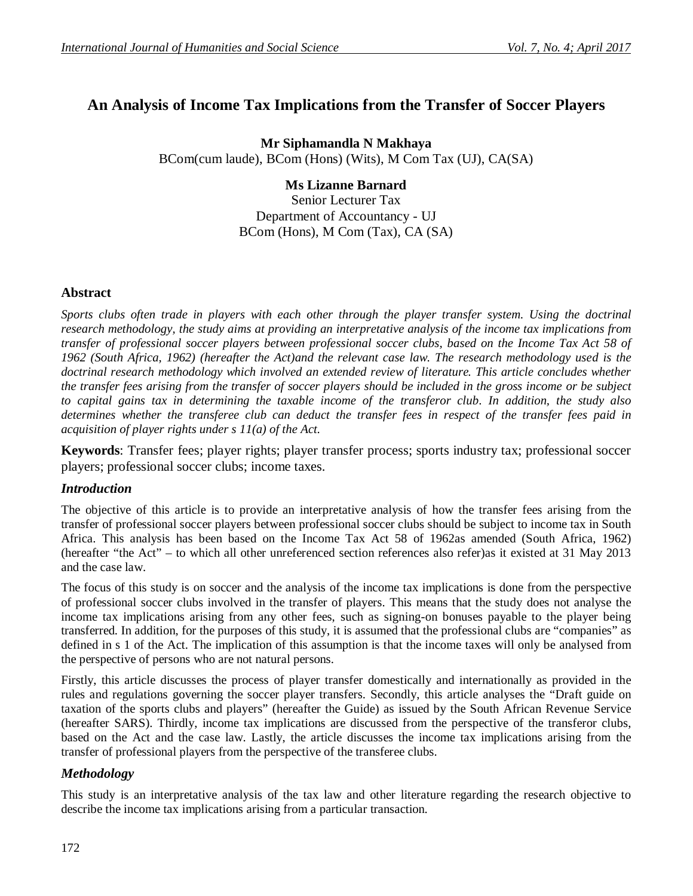# An Analysis of Income Tax Implications from the Transfer of Soccer Players

**Mr Siphamandla N Makhaya**
BCom(cum laude), BCom (Hons) (Wits), M Com Tax (UJ), CA(SA)

**Ms Lizanne Barnard**
Senior Lecturer Tax
Department of Accountancy - UJ
BCom (Hons), M Com (Tax), CA (SA)

## Abstract

*Sports clubs often trade in players with each other through the player transfer system. Using the doctrinal research methodology, the study aims at providing an interpretative analysis of the income tax implications from transfer of professional soccer players between professional soccer clubs, based on the Income Tax Act 58 of 1962 (South Africa, 1962) (hereafter the Act)and the relevant case law. The research methodology used is the doctrinal research methodology which involved an extended review of literature. This article concludes whether the transfer fees arising from the transfer of soccer players should be included in the gross income or be subject to capital gains tax in determining the taxable income of the transferor club. In addition, the study also determines whether the transferee club can deduct the transfer fees in respect of the transfer fees paid in acquisition of player rights under s 11(a) of the Act.*

**Keywords**: Transfer fees; player rights; player transfer process; sports industry tax; professional soccer players; professional soccer clubs; income taxes.

## *Introduction*

The objective of this article is to provide an interpretative analysis of how the transfer fees arising from the transfer of professional soccer players between professional soccer clubs should be subject to income tax in South Africa. This analysis has been based on the Income Tax Act 58 of 1962as amended (South Africa, 1962) (hereafter "the Act" – to which all other unreferenced section references also refer)as it existed at 31 May 2013 and the case law.

The focus of this study is on soccer and the analysis of the income tax implications is done from the perspective of professional soccer clubs involved in the transfer of players. This means that the study does not analyse the income tax implications arising from any other fees, such as signing-on bonuses payable to the player being transferred. In addition, for the purposes of this study, it is assumed that the professional clubs are "companies" as defined in s 1 of the Act. The implication of this assumption is that the income taxes will only be analysed from the perspective of persons who are not natural persons.

Firstly, this article discusses the process of player transfer domestically and internationally as provided in the rules and regulations governing the soccer player transfers. Secondly, this article analyses the "Draft guide on taxation of the sports clubs and players" (hereafter the Guide) as issued by the South African Revenue Service (hereafter SARS). Thirdly, income tax implications are discussed from the perspective of the transferor clubs, based on the Act and the case law. Lastly, the article discusses the income tax implications arising from the transfer of professional players from the perspective of the transferee clubs.

## *Methodology*

This study is an interpretative analysis of the tax law and other literature regarding the research objective to describe the income tax implications arising from a particular transaction.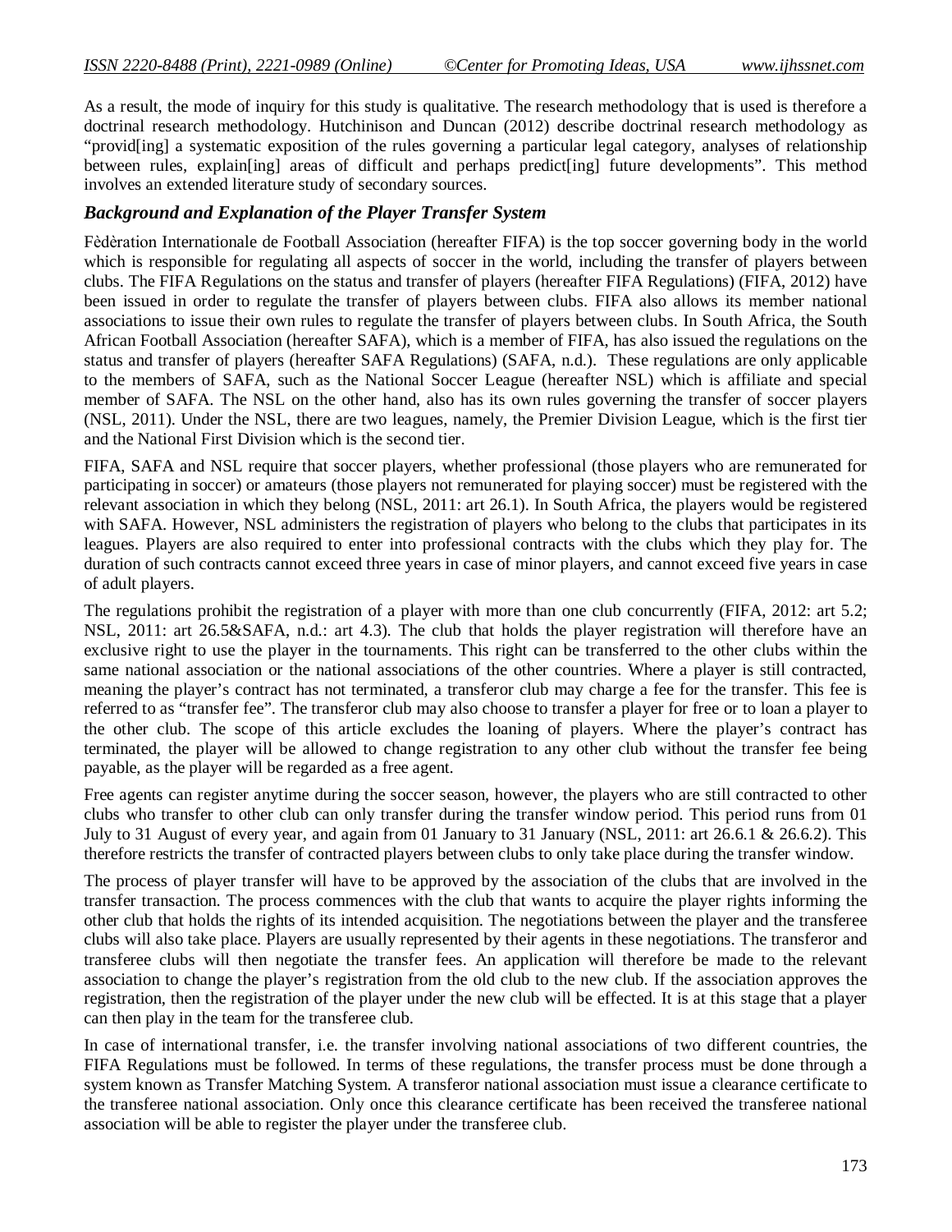As a result, the mode of inquiry for this study is qualitative. The research methodology that is used is therefore a doctrinal research methodology. Hutchinison and Duncan (2012) describe doctrinal research methodology as "provid[ing] a systematic exposition of the rules governing a particular legal category, analyses of relationship between rules, explain[ing] areas of difficult and perhaps predict[ing] future developments". This method involves an extended literature study of secondary sources.

### *Background and Explanation of the Player Transfer System*

Fèdèration Internationale de Football Association (hereafter FIFA) is the top soccer governing body in the world which is responsible for regulating all aspects of soccer in the world, including the transfer of players between clubs. The FIFA Regulations on the status and transfer of players (hereafter FIFA Regulations) (FIFA, 2012) have been issued in order to regulate the transfer of players between clubs. FIFA also allows its member national associations to issue their own rules to regulate the transfer of players between clubs. In South Africa, the South African Football Association (hereafter SAFA), which is a member of FIFA, has also issued the regulations on the status and transfer of players (hereafter SAFA Regulations) (SAFA, n.d.). These regulations are only applicable to the members of SAFA, such as the National Soccer League (hereafter NSL) which is affiliate and special member of SAFA. The NSL on the other hand, also has its own rules governing the transfer of soccer players (NSL, 2011). Under the NSL, there are two leagues, namely, the Premier Division League, which is the first tier and the National First Division which is the second tier.

FIFA, SAFA and NSL require that soccer players, whether professional (those players who are remunerated for participating in soccer) or amateurs (those players not remunerated for playing soccer) must be registered with the relevant association in which they belong (NSL, 2011: art 26.1). In South Africa, the players would be registered with SAFA. However, NSL administers the registration of players who belong to the clubs that participates in its leagues. Players are also required to enter into professional contracts with the clubs which they play for. The duration of such contracts cannot exceed three years in case of minor players, and cannot exceed five years in case of adult players.

The regulations prohibit the registration of a player with more than one club concurrently (FIFA, 2012: art 5.2; NSL, 2011: art 26.5&SAFA, n.d.: art 4.3). The club that holds the player registration will therefore have an exclusive right to use the player in the tournaments. This right can be transferred to the other clubs within the same national association or the national associations of the other countries. Where a player is still contracted, meaning the player's contract has not terminated, a transferor club may charge a fee for the transfer. This fee is referred to as "transfer fee". The transferor club may also choose to transfer a player for free or to loan a player to the other club. The scope of this article excludes the loaning of players. Where the player's contract has terminated, the player will be allowed to change registration to any other club without the transfer fee being payable, as the player will be regarded as a free agent.

Free agents can register anytime during the soccer season, however, the players who are still contracted to other clubs who transfer to other club can only transfer during the transfer window period. This period runs from 01 July to 31 August of every year, and again from 01 January to 31 January (NSL, 2011: art 26.6.1 & 26.6.2). This therefore restricts the transfer of contracted players between clubs to only take place during the transfer window.

The process of player transfer will have to be approved by the association of the clubs that are involved in the transfer transaction. The process commences with the club that wants to acquire the player rights informing the other club that holds the rights of its intended acquisition. The negotiations between the player and the transferee clubs will also take place. Players are usually represented by their agents in these negotiations. The transferor and transferee clubs will then negotiate the transfer fees. An application will therefore be made to the relevant association to change the player's registration from the old club to the new club. If the association approves the registration, then the registration of the player under the new club will be effected. It is at this stage that a player can then play in the team for the transferee club.

In case of international transfer, i.e. the transfer involving national associations of two different countries, the FIFA Regulations must be followed. In terms of these regulations, the transfer process must be done through a system known as Transfer Matching System. A transferor national association must issue a clearance certificate to the transferee national association. Only once this clearance certificate has been received the transferee national association will be able to register the player under the transferee club.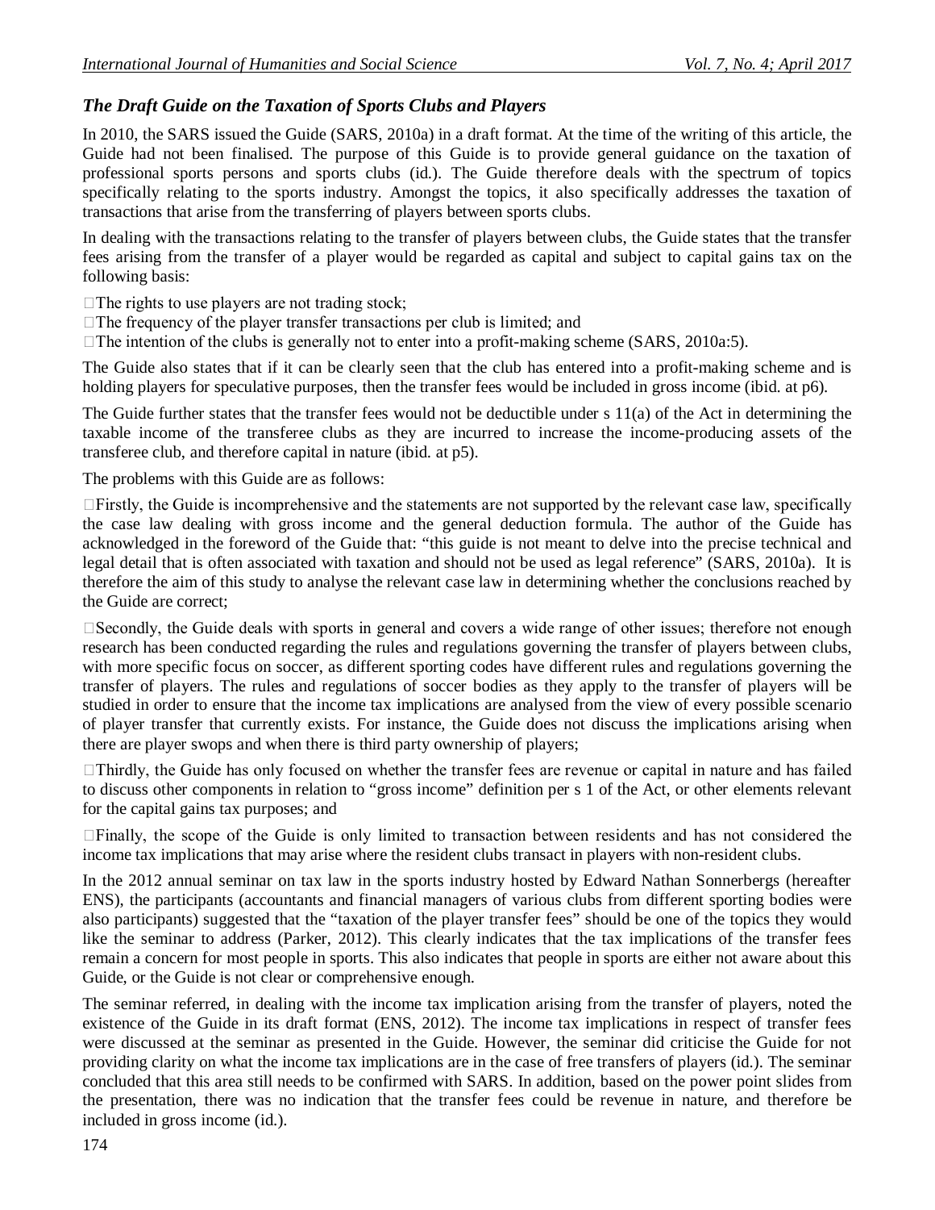### *The Draft Guide on the Taxation of Sports Clubs and Players*

In 2010, the SARS issued the Guide (SARS, 2010a) in a draft format. At the time of the writing of this article, the Guide had not been finalised. The purpose of this Guide is to provide general guidance on the taxation of professional sports persons and sports clubs (id.). The Guide therefore deals with the spectrum of topics specifically relating to the sports industry. Amongst the topics, it also specifically addresses the taxation of transactions that arise from the transferring of players between sports clubs.

In dealing with the transactions relating to the transfer of players between clubs, the Guide states that the transfer fees arising from the transfer of a player would be regarded as capital and subject to capital gains tax on the following basis:

- The rights to use players are not trading stock;
- The frequency of the player transfer transactions per club is limited; and
- The intention of the clubs is generally not to enter into a profit-making scheme (SARS, 2010a:5).

The Guide also states that if it can be clearly seen that the club has entered into a profit-making scheme and is holding players for speculative purposes, then the transfer fees would be included in gross income (ibid. at p6).

The Guide further states that the transfer fees would not be deductible under s 11(a) of the Act in determining the taxable income of the transferee clubs as they are incurred to increase the income-producing assets of the transferee club, and therefore capital in nature (ibid. at p5).

The problems with this Guide are as follows:

- Firstly, the Guide is incomprehensive and the statements are not supported by the relevant case law, specifically the case law dealing with gross income and the general deduction formula. The author of the Guide has acknowledged in the foreword of the Guide that: "this guide is not meant to delve into the precise technical and legal detail that is often associated with taxation and should not be used as legal reference" (SARS, 2010a). It is therefore the aim of this study to analyse the relevant case law in determining whether the conclusions reached by the Guide are correct;
- Secondly, the Guide deals with sports in general and covers a wide range of other issues; therefore not enough research has been conducted regarding the rules and regulations governing the transfer of players between clubs, with more specific focus on soccer, as different sporting codes have different rules and regulations governing the transfer of players. The rules and regulations of soccer bodies as they apply to the transfer of players will be studied in order to ensure that the income tax implications are analysed from the view of every possible scenario of player transfer that currently exists. For instance, the Guide does not discuss the implications arising when there are player swops and when there is third party ownership of players;
- Thirdly, the Guide has only focused on whether the transfer fees are revenue or capital in nature and has failed to discuss other components in relation to "gross income" definition per s 1 of the Act, or other elements relevant for the capital gains tax purposes; and
- Finally, the scope of the Guide is only limited to transaction between residents and has not considered the income tax implications that may arise where the resident clubs transact in players with non-resident clubs.

In the 2012 annual seminar on tax law in the sports industry hosted by Edward Nathan Sonnerbergs (hereafter ENS), the participants (accountants and financial managers of various clubs from different sporting bodies were also participants) suggested that the "taxation of the player transfer fees" should be one of the topics they would like the seminar to address (Parker, 2012). This clearly indicates that the tax implications of the transfer fees remain a concern for most people in sports. This also indicates that people in sports are either not aware about this Guide, or the Guide is not clear or comprehensive enough.

The seminar referred, in dealing with the income tax implication arising from the transfer of players, noted the existence of the Guide in its draft format (ENS, 2012). The income tax implications in respect of transfer fees were discussed at the seminar as presented in the Guide. However, the seminar did criticise the Guide for not providing clarity on what the income tax implications are in the case of free transfers of players (id.). The seminar concluded that this area still needs to be confirmed with SARS. In addition, based on the power point slides from the presentation, there was no indication that the transfer fees could be revenue in nature, and therefore be included in gross income (id.).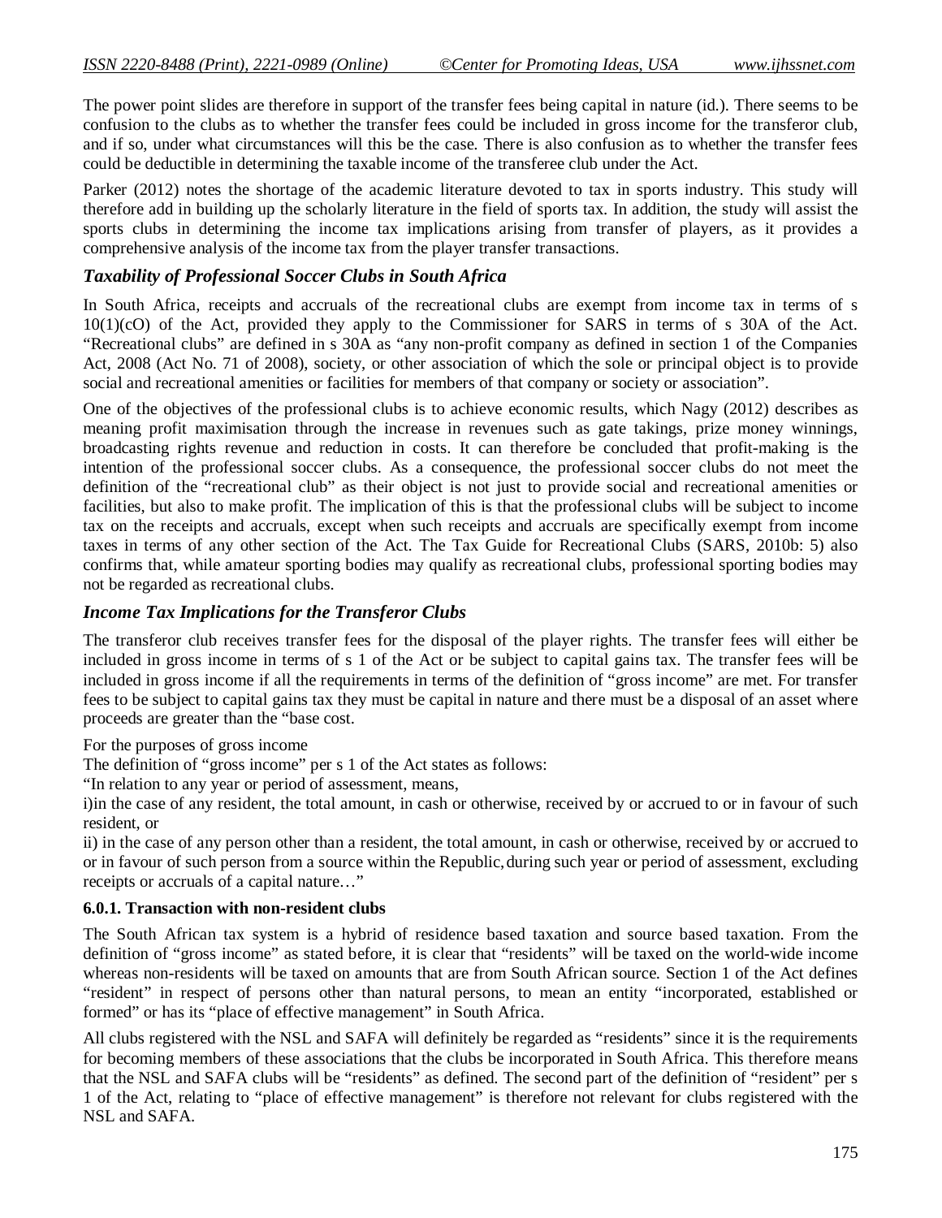The power point slides are therefore in support of the transfer fees being capital in nature (id.). There seems to be confusion to the clubs as to whether the transfer fees could be included in gross income for the transferor club, and if so, under what circumstances will this be the case. There is also confusion as to whether the transfer fees could be deductible in determining the taxable income of the transferee club under the Act.

Parker (2012) notes the shortage of the academic literature devoted to tax in sports industry. This study will therefore add in building up the scholarly literature in the field of sports tax. In addition, the study will assist the sports clubs in determining the income tax implications arising from transfer of players, as it provides a comprehensive analysis of the income tax from the player transfer transactions.

## *Taxability of Professional Soccer Clubs in South Africa*

In South Africa, receipts and accruals of the recreational clubs are exempt from income tax in terms of s 10(1)(cO) of the Act, provided they apply to the Commissioner for SARS in terms of s 30A of the Act. "Recreational clubs" are defined in s 30A as "any non-profit company as defined in section 1 of the Companies Act, 2008 (Act No. 71 of 2008), society, or other association of which the sole or principal object is to provide social and recreational amenities or facilities for members of that company or society or association".

One of the objectives of the professional clubs is to achieve economic results, which Nagy (2012) describes as meaning profit maximisation through the increase in revenues such as gate takings, prize money winnings, broadcasting rights revenue and reduction in costs. It can therefore be concluded that profit-making is the intention of the professional soccer clubs. As a consequence, the professional soccer clubs do not meet the definition of the "recreational club" as their object is not just to provide social and recreational amenities or facilities, but also to make profit. The implication of this is that the professional clubs will be subject to income tax on the receipts and accruals, except when such receipts and accruals are specifically exempt from income taxes in terms of any other section of the Act. The Tax Guide for Recreational Clubs (SARS, 2010b: 5) also confirms that, while amateur sporting bodies may qualify as recreational clubs, professional sporting bodies may not be regarded as recreational clubs.

## *Income Tax Implications for the Transferor Clubs*

The transferor club receives transfer fees for the disposal of the player rights. The transfer fees will either be included in gross income in terms of s 1 of the Act or be subject to capital gains tax. The transfer fees will be included in gross income if all the requirements in terms of the definition of "gross income" are met. For transfer fees to be subject to capital gains tax they must be capital in nature and there must be a disposal of an asset where proceeds are greater than the "base cost.

For the purposes of gross income

The definition of "gross income" per s 1 of the Act states as follows:

"In relation to any year or period of assessment, means,

i)in the case of any resident, the total amount, in cash or otherwise, received by or accrued to or in favour of such resident, or

ii) in the case of any person other than a resident, the total amount, in cash or otherwise, received by or accrued to or in favour of such person from a source within the Republic, during such year or period of assessment, excluding receipts or accruals of a capital nature…"

#### 6.0.1. Transaction with non-resident clubs

The South African tax system is a hybrid of residence based taxation and source based taxation. From the definition of "gross income" as stated before, it is clear that "residents" will be taxed on the world-wide income whereas non-residents will be taxed on amounts that are from South African source. Section 1 of the Act defines "resident" in respect of persons other than natural persons, to mean an entity "incorporated, established or formed" or has its "place of effective management" in South Africa.

All clubs registered with the NSL and SAFA will definitely be regarded as "residents" since it is the requirements for becoming members of these associations that the clubs be incorporated in South Africa. This therefore means that the NSL and SAFA clubs will be "residents" as defined. The second part of the definition of "resident" per s 1 of the Act, relating to "place of effective management" is therefore not relevant for clubs registered with the NSL and SAFA.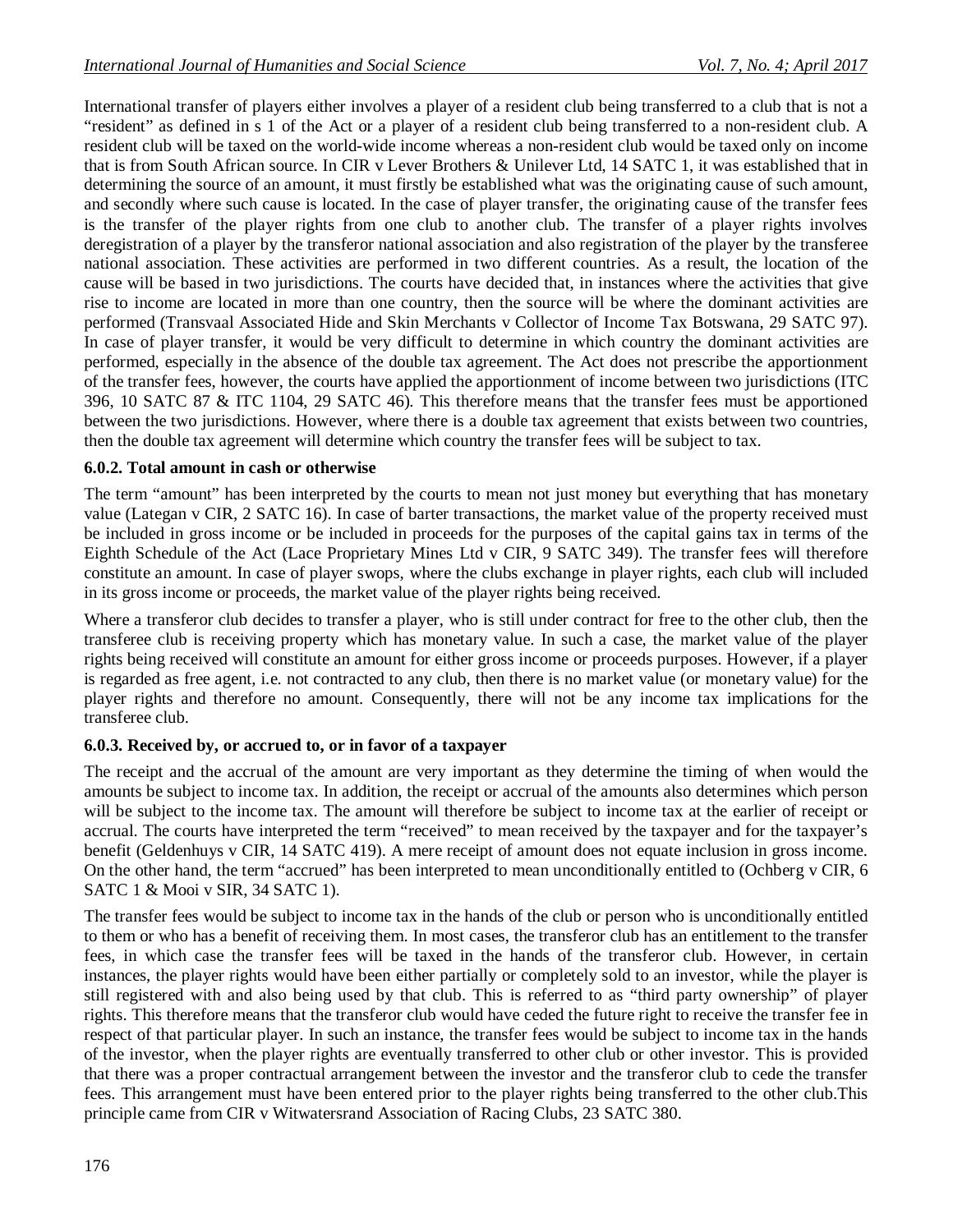International transfer of players either involves a player of a resident club being transferred to a club that is not a "resident" as defined in s 1 of the Act or a player of a resident club being transferred to a non-resident club. A resident club will be taxed on the world-wide income whereas a non-resident club would be taxed only on income that is from South African source. In CIR v Lever Brothers & Unilever Ltd, 14 SATC 1, it was established that in determining the source of an amount, it must firstly be established what was the originating cause of such amount, and secondly where such cause is located. In the case of player transfer, the originating cause of the transfer fees is the transfer of the player rights from one club to another club. The transfer of a player rights involves deregistration of a player by the transferor national association and also registration of the player by the transferee national association. These activities are performed in two different countries. As a result, the location of the cause will be based in two jurisdictions. The courts have decided that, in instances where the activities that give rise to income are located in more than one country, then the source will be where the dominant activities are performed (Transvaal Associated Hide and Skin Merchants v Collector of Income Tax Botswana, 29 SATC 97). In case of player transfer, it would be very difficult to determine in which country the dominant activities are performed, especially in the absence of the double tax agreement. The Act does not prescribe the apportionment of the transfer fees, however, the courts have applied the apportionment of income between two jurisdictions (ITC 396, 10 SATC 87 & ITC 1104, 29 SATC 46). This therefore means that the transfer fees must be apportioned between the two jurisdictions. However, where there is a double tax agreement that exists between two countries, then the double tax agreement will determine which country the transfer fees will be subject to tax.

### 6.0.2. Total amount in cash or otherwise

The term "amount" has been interpreted by the courts to mean not just money but everything that has monetary value (Lategan v CIR, 2 SATC 16). In case of barter transactions, the market value of the property received must be included in gross income or be included in proceeds for the purposes of the capital gains tax in terms of the Eighth Schedule of the Act (Lace Proprietary Mines Ltd v CIR, 9 SATC 349). The transfer fees will therefore constitute an amount. In case of player swops, where the clubs exchange in player rights, each club will included in its gross income or proceeds, the market value of the player rights being received.

Where a transferor club decides to transfer a player, who is still under contract for free to the other club, then the transferee club is receiving property which has monetary value. In such a case, the market value of the player rights being received will constitute an amount for either gross income or proceeds purposes. However, if a player is regarded as free agent, i.e. not contracted to any club, then there is no market value (or monetary value) for the player rights and therefore no amount. Consequently, there will not be any income tax implications for the transferee club.

### 6.0.3. Received by, or accrued to, or in favor of a taxpayer

The receipt and the accrual of the amount are very important as they determine the timing of when would the amounts be subject to income tax. In addition, the receipt or accrual of the amounts also determines which person will be subject to the income tax. The amount will therefore be subject to income tax at the earlier of receipt or accrual. The courts have interpreted the term "received" to mean received by the taxpayer and for the taxpayer's benefit (Geldenhuys v CIR, 14 SATC 419). A mere receipt of amount does not equate inclusion in gross income. On the other hand, the term "accrued" has been interpreted to mean unconditionally entitled to (Ochberg v CIR, 6 SATC 1 & Mooi v SIR, 34 SATC 1).

The transfer fees would be subject to income tax in the hands of the club or person who is unconditionally entitled to them or who has a benefit of receiving them. In most cases, the transferor club has an entitlement to the transfer fees, in which case the transfer fees will be taxed in the hands of the transferor club. However, in certain instances, the player rights would have been either partially or completely sold to an investor, while the player is still registered with and also being used by that club. This is referred to as "third party ownership" of player rights. This therefore means that the transferor club would have ceded the future right to receive the transfer fee in respect of that particular player. In such an instance, the transfer fees would be subject to income tax in the hands of the investor, when the player rights are eventually transferred to other club or other investor. This is provided that there was a proper contractual arrangement between the investor and the transferor club to cede the transfer fees. This arrangement must have been entered prior to the player rights being transferred to the other club.This principle came from CIR v Witwatersrand Association of Racing Clubs, 23 SATC 380.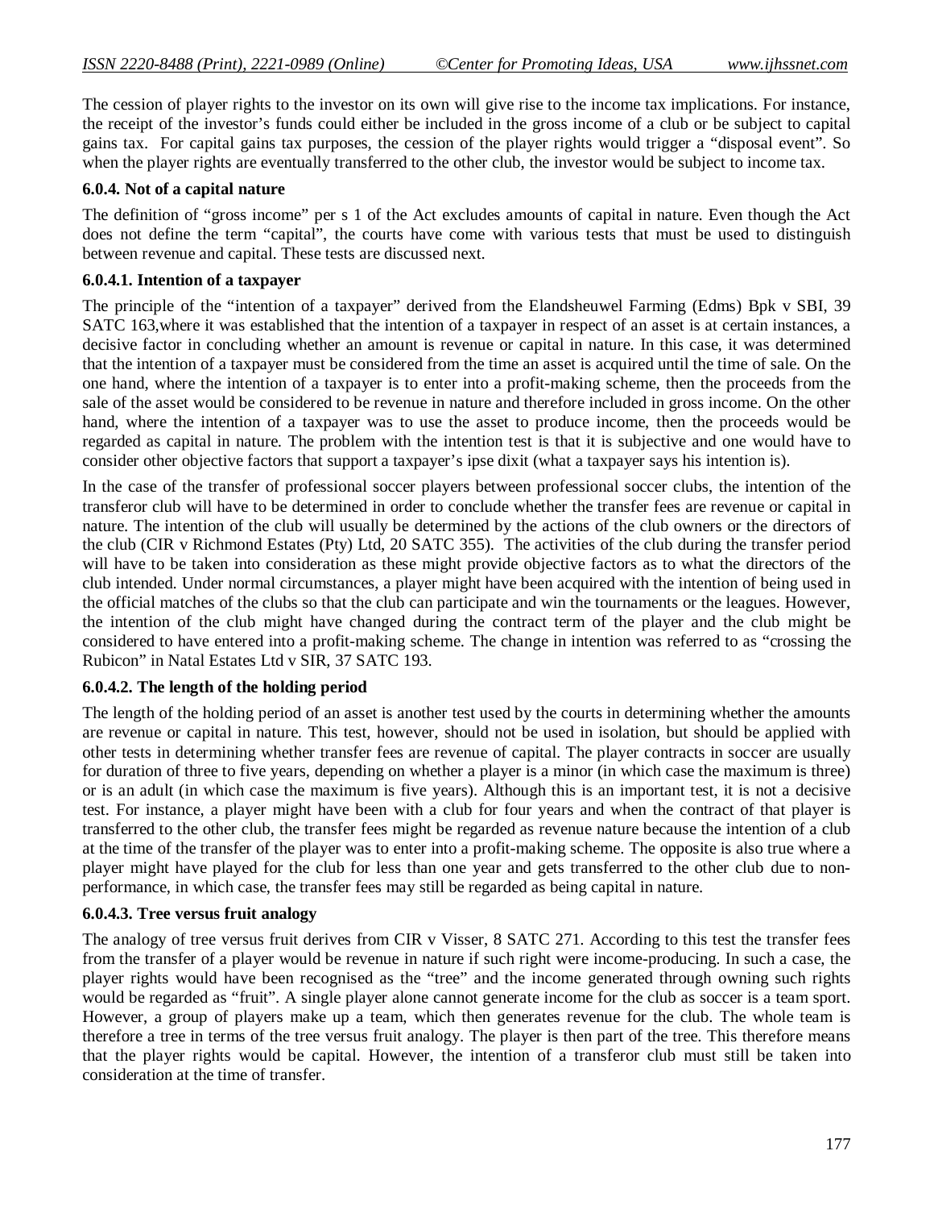The cession of player rights to the investor on its own will give rise to the income tax implications. For instance, the receipt of the investor's funds could either be included in the gross income of a club or be subject to capital gains tax. For capital gains tax purposes, the cession of the player rights would trigger a "disposal event". So when the player rights are eventually transferred to the other club, the investor would be subject to income tax.

#### 6.0.4. Not of a capital nature

The definition of "gross income" per s 1 of the Act excludes amounts of capital in nature. Even though the Act does not define the term "capital", the courts have come with various tests that must be used to distinguish between revenue and capital. These tests are discussed next.

##### 6.0.4.1. Intention of a taxpayer

The principle of the "intention of a taxpayer" derived from the Elandsheuwel Farming (Edms) Bpk v SBI, 39 SATC 163,where it was established that the intention of a taxpayer in respect of an asset is at certain instances, a decisive factor in concluding whether an amount is revenue or capital in nature. In this case, it was determined that the intention of a taxpayer must be considered from the time an asset is acquired until the time of sale. On the one hand, where the intention of a taxpayer is to enter into a profit-making scheme, then the proceeds from the sale of the asset would be considered to be revenue in nature and therefore included in gross income. On the other hand, where the intention of a taxpayer was to use the asset to produce income, then the proceeds would be regarded as capital in nature. The problem with the intention test is that it is subjective and one would have to consider other objective factors that support a taxpayer's ipse dixit (what a taxpayer says his intention is).

In the case of the transfer of professional soccer players between professional soccer clubs, the intention of the transferor club will have to be determined in order to conclude whether the transfer fees are revenue or capital in nature. The intention of the club will usually be determined by the actions of the club owners or the directors of the club (CIR v Richmond Estates (Pty) Ltd, 20 SATC 355). The activities of the club during the transfer period will have to be taken into consideration as these might provide objective factors as to what the directors of the club intended. Under normal circumstances, a player might have been acquired with the intention of being used in the official matches of the clubs so that the club can participate and win the tournaments or the leagues. However, the intention of the club might have changed during the contract term of the player and the club might be considered to have entered into a profit-making scheme. The change in intention was referred to as "crossing the Rubicon" in Natal Estates Ltd v SIR, 37 SATC 193.

##### 6.0.4.2. The length of the holding period

The length of the holding period of an asset is another test used by the courts in determining whether the amounts are revenue or capital in nature. This test, however, should not be used in isolation, but should be applied with other tests in determining whether transfer fees are revenue of capital. The player contracts in soccer are usually for duration of three to five years, depending on whether a player is a minor (in which case the maximum is three) or is an adult (in which case the maximum is five years). Although this is an important test, it is not a decisive test. For instance, a player might have been with a club for four years and when the contract of that player is transferred to the other club, the transfer fees might be regarded as revenue nature because the intention of a club at the time of the transfer of the player was to enter into a profit-making scheme. The opposite is also true where a player might have played for the club for less than one year and gets transferred to the other club due to non-performance, in which case, the transfer fees may still be regarded as being capital in nature.

##### 6.0.4.3. Tree versus fruit analogy

The analogy of tree versus fruit derives from CIR v Visser, 8 SATC 271. According to this test the transfer fees from the transfer of a player would be revenue in nature if such right were income-producing. In such a case, the player rights would have been recognised as the "tree" and the income generated through owning such rights would be regarded as "fruit". A single player alone cannot generate income for the club as soccer is a team sport. However, a group of players make up a team, which then generates revenue for the club. The whole team is therefore a tree in terms of the tree versus fruit analogy. The player is then part of the tree. This therefore means that the player rights would be capital. However, the intention of a transferor club must still be taken into consideration at the time of transfer.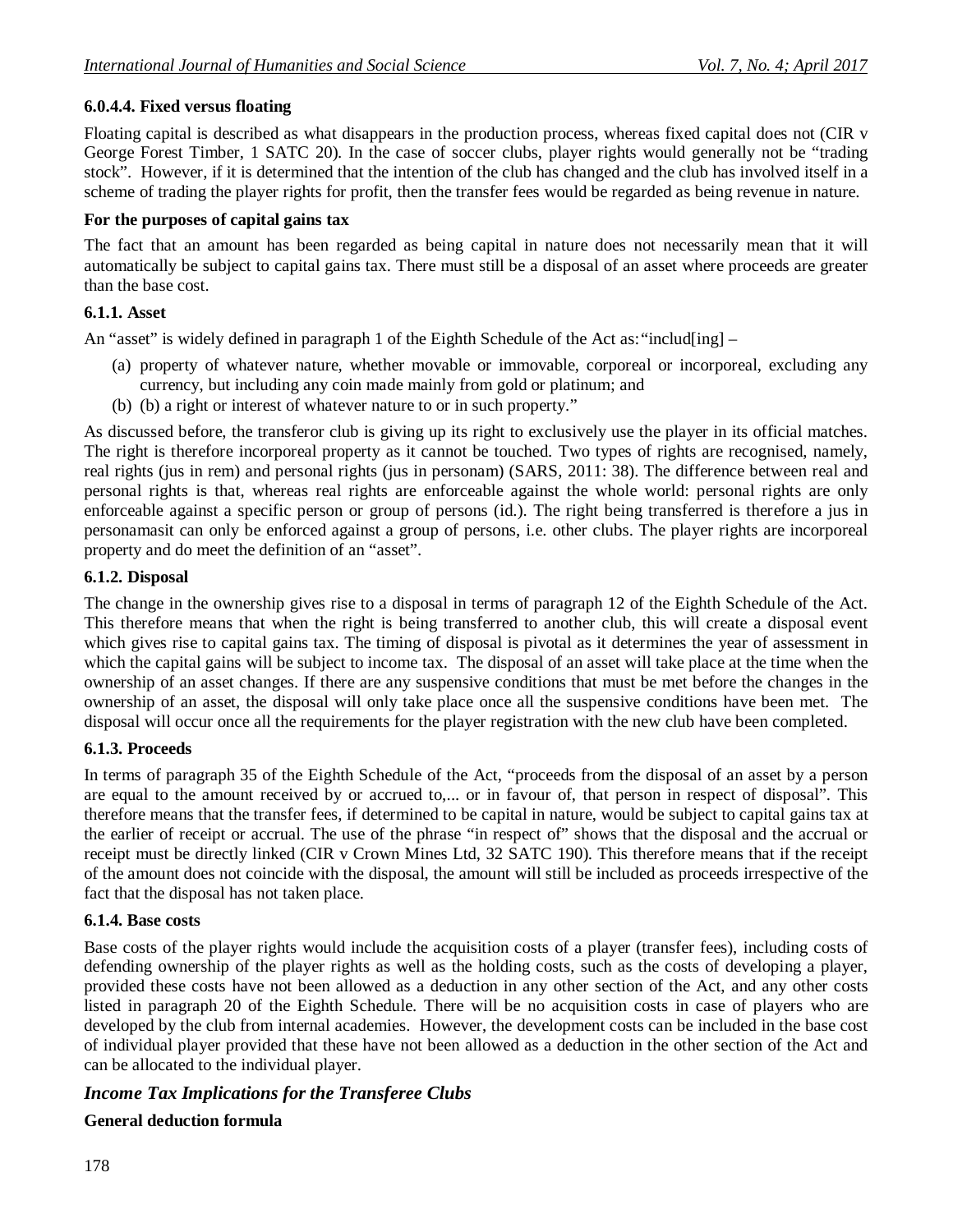#### 6.0.4.4. Fixed versus floating

Floating capital is described as what disappears in the production process, whereas fixed capital does not (CIR v George Forest Timber, 1 SATC 20). In the case of soccer clubs, player rights would generally not be "trading stock". However, if it is determined that the intention of the club has changed and the club has involved itself in a scheme of trading the player rights for profit, then the transfer fees would be regarded as being revenue in nature.

#### For the purposes of capital gains tax

The fact that an amount has been regarded as being capital in nature does not necessarily mean that it will automatically be subject to capital gains tax. There must still be a disposal of an asset where proceeds are greater than the base cost.

#### 6.1.1. Asset

An "asset" is widely defined in paragraph 1 of the Eighth Schedule of the Act as:"includ[ing] –

(a) property of whatever nature, whether movable or immovable, corporeal or incorporeal, excluding any currency, but including any coin made mainly from gold or platinum; and
(b) (b) a right or interest of whatever nature to or in such property."

As discussed before, the transferor club is giving up its right to exclusively use the player in its official matches. The right is therefore incorporeal property as it cannot be touched. Two types of rights are recognised, namely, real rights (jus in rem) and personal rights (jus in personam) (SARS, 2011: 38). The difference between real and personal rights is that, whereas real rights are enforceable against the whole world: personal rights are only enforceable against a specific person or group of persons (id.). The right being transferred is therefore a jus in personamasit can only be enforced against a group of persons, i.e. other clubs. The player rights are incorporeal property and do meet the definition of an "asset".

#### 6.1.2. Disposal

The change in the ownership gives rise to a disposal in terms of paragraph 12 of the Eighth Schedule of the Act. This therefore means that when the right is being transferred to another club, this will create a disposal event which gives rise to capital gains tax. The timing of disposal is pivotal as it determines the year of assessment in which the capital gains will be subject to income tax. The disposal of an asset will take place at the time when the ownership of an asset changes. If there are any suspensive conditions that must be met before the changes in the ownership of an asset, the disposal will only take place once all the suspensive conditions have been met. The disposal will occur once all the requirements for the player registration with the new club have been completed.

#### 6.1.3. Proceeds

In terms of paragraph 35 of the Eighth Schedule of the Act, "proceeds from the disposal of an asset by a person are equal to the amount received by or accrued to,... or in favour of, that person in respect of disposal". This therefore means that the transfer fees, if determined to be capital in nature, would be subject to capital gains tax at the earlier of receipt or accrual. The use of the phrase "in respect of" shows that the disposal and the accrual or receipt must be directly linked (CIR v Crown Mines Ltd, 32 SATC 190). This therefore means that if the receipt of the amount does not coincide with the disposal, the amount will still be included as proceeds irrespective of the fact that the disposal has not taken place.

#### 6.1.4. Base costs

Base costs of the player rights would include the acquisition costs of a player (transfer fees), including costs of defending ownership of the player rights as well as the holding costs, such as the costs of developing a player, provided these costs have not been allowed as a deduction in any other section of the Act, and any other costs listed in paragraph 20 of the Eighth Schedule. There will be no acquisition costs in case of players who are developed by the club from internal academies. However, the development costs can be included in the base cost of individual player provided that these have not been allowed as a deduction in the other section of the Act and can be allocated to the individual player.

### *Income Tax Implications for the Transferee Clubs*

#### General deduction formula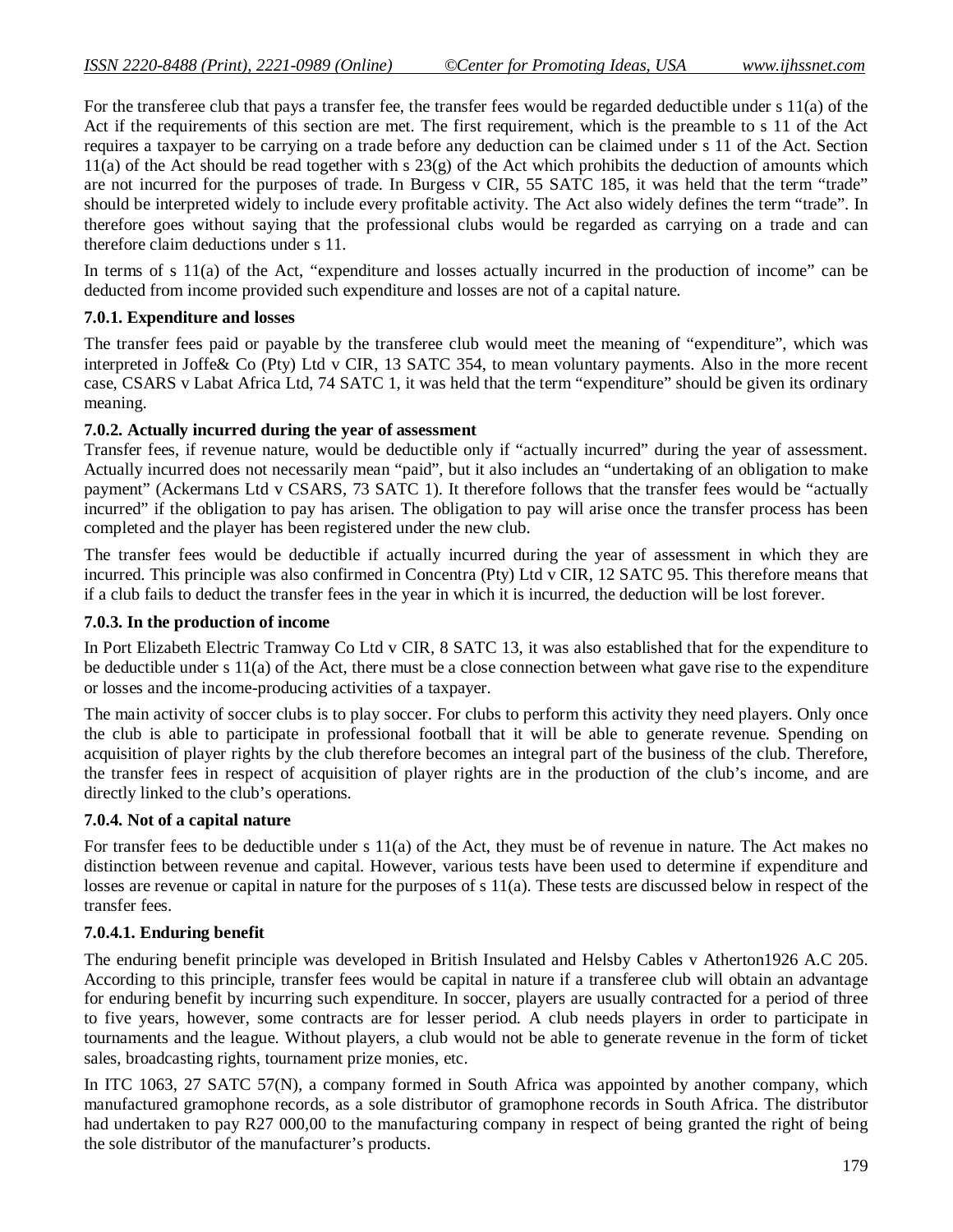For the transferee club that pays a transfer fee, the transfer fees would be regarded deductible under s 11(a) of the Act if the requirements of this section are met. The first requirement, which is the preamble to s 11 of the Act requires a taxpayer to be carrying on a trade before any deduction can be claimed under s 11 of the Act. Section 11(a) of the Act should be read together with s 23(g) of the Act which prohibits the deduction of amounts which are not incurred for the purposes of trade. In Burgess v CIR, 55 SATC 185, it was held that the term "trade" should be interpreted widely to include every profitable activity. The Act also widely defines the term "trade". In therefore goes without saying that the professional clubs would be regarded as carrying on a trade and can therefore claim deductions under s 11.

In terms of s 11(a) of the Act, "expenditure and losses actually incurred in the production of income" can be deducted from income provided such expenditure and losses are not of a capital nature.

**7.0.1. Expenditure and losses**

The transfer fees paid or payable by the transferee club would meet the meaning of "expenditure", which was interpreted in Joffe& Co (Pty) Ltd v CIR, 13 SATC 354, to mean voluntary payments. Also in the more recent case, CSARS v Labat Africa Ltd, 74 SATC 1, it was held that the term "expenditure" should be given its ordinary meaning.

**7.0.2. Actually incurred during the year of assessment**

Transfer fees, if revenue nature, would be deductible only if "actually incurred" during the year of assessment. Actually incurred does not necessarily mean "paid", but it also includes an "undertaking of an obligation to make payment" (Ackermans Ltd v CSARS, 73 SATC 1). It therefore follows that the transfer fees would be "actually incurred" if the obligation to pay has arisen. The obligation to pay will arise once the transfer process has been completed and the player has been registered under the new club.

The transfer fees would be deductible if actually incurred during the year of assessment in which they are incurred. This principle was also confirmed in Concentra (Pty) Ltd v CIR, 12 SATC 95. This therefore means that if a club fails to deduct the transfer fees in the year in which it is incurred, the deduction will be lost forever.

**7.0.3. In the production of income**

In Port Elizabeth Electric Tramway Co Ltd v CIR, 8 SATC 13, it was also established that for the expenditure to be deductible under s 11(a) of the Act, there must be a close connection between what gave rise to the expenditure or losses and the income-producing activities of a taxpayer.

The main activity of soccer clubs is to play soccer. For clubs to perform this activity they need players. Only once the club is able to participate in professional football that it will be able to generate revenue. Spending on acquisition of player rights by the club therefore becomes an integral part of the business of the club. Therefore, the transfer fees in respect of acquisition of player rights are in the production of the club's income, and are directly linked to the club's operations.

**7.0.4. Not of a capital nature**

For transfer fees to be deductible under s 11(a) of the Act, they must be of revenue in nature. The Act makes no distinction between revenue and capital. However, various tests have been used to determine if expenditure and losses are revenue or capital in nature for the purposes of s 11(a). These tests are discussed below in respect of the transfer fees.

**7.0.4.1. Enduring benefit**

The enduring benefit principle was developed in British Insulated and Helsby Cables v Atherton1926 A.C 205. According to this principle, transfer fees would be capital in nature if a transferee club will obtain an advantage for enduring benefit by incurring such expenditure. In soccer, players are usually contracted for a period of three to five years, however, some contracts are for lesser period. A club needs players in order to participate in tournaments and the league. Without players, a club would not be able to generate revenue in the form of ticket sales, broadcasting rights, tournament prize monies, etc.

In ITC 1063, 27 SATC 57(N), a company formed in South Africa was appointed by another company, which manufactured gramophone records, as a sole distributor of gramophone records in South Africa. The distributor had undertaken to pay R27 000,00 to the manufacturing company in respect of being granted the right of being the sole distributor of the manufacturer's products.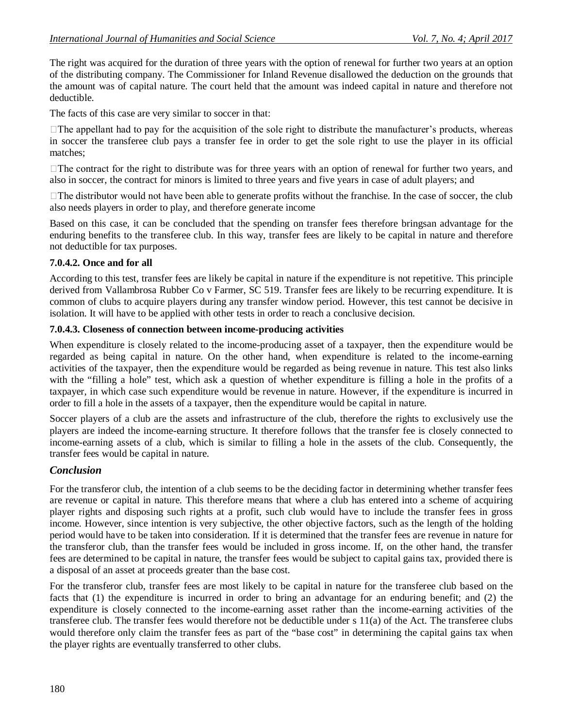The right was acquired for the duration of three years with the option of renewal for further two years at an option of the distributing company. The Commissioner for Inland Revenue disallowed the deduction on the grounds that the amount was of capital nature. The court held that the amount was indeed capital in nature and therefore not deductible.

The facts of this case are very similar to soccer in that:

- The appellant had to pay for the acquisition of the sole right to distribute the manufacturer's products, whereas in soccer the transferee club pays a transfer fee in order to get the sole right to use the player in its official matches;
- The contract for the right to distribute was for three years with an option of renewal for further two years, and also in soccer, the contract for minors is limited to three years and five years in case of adult players; and
- The distributor would not have been able to generate profits without the franchise. In the case of soccer, the club also needs players in order to play, and therefore generate income

Based on this case, it can be concluded that the spending on transfer fees therefore bringsan advantage for the enduring benefits to the transferee club. In this way, transfer fees are likely to be capital in nature and therefore not deductible for tax purposes.

#### 7.0.4.2. Once and for all

According to this test, transfer fees are likely be capital in nature if the expenditure is not repetitive. This principle derived from Vallambrosa Rubber Co v Farmer, SC 519. Transfer fees are likely to be recurring expenditure. It is common of clubs to acquire players during any transfer window period. However, this test cannot be decisive in isolation. It will have to be applied with other tests in order to reach a conclusive decision.

#### 7.0.4.3. Closeness of connection between income-producing activities

When expenditure is closely related to the income-producing asset of a taxpayer, then the expenditure would be regarded as being capital in nature. On the other hand, when expenditure is related to the income-earning activities of the taxpayer, then the expenditure would be regarded as being revenue in nature. This test also links with the "filling a hole" test, which ask a question of whether expenditure is filling a hole in the profits of a taxpayer, in which case such expenditure would be revenue in nature. However, if the expenditure is incurred in order to fill a hole in the assets of a taxpayer, then the expenditure would be capital in nature.

Soccer players of a club are the assets and infrastructure of the club, therefore the rights to exclusively use the players are indeed the income-earning structure. It therefore follows that the transfer fee is closely connected to income-earning assets of a club, which is similar to filling a hole in the assets of the club. Consequently, the transfer fees would be capital in nature.

## *Conclusion*

For the transferor club, the intention of a club seems to be the deciding factor in determining whether transfer fees are revenue or capital in nature. This therefore means that where a club has entered into a scheme of acquiring player rights and disposing such rights at a profit, such club would have to include the transfer fees in gross income. However, since intention is very subjective, the other objective factors, such as the length of the holding period would have to be taken into consideration. If it is determined that the transfer fees are revenue in nature for the transferor club, than the transfer fees would be included in gross income. If, on the other hand, the transfer fees are determined to be capital in nature, the transfer fees would be subject to capital gains tax, provided there is a disposal of an asset at proceeds greater than the base cost.

For the transferor club, transfer fees are most likely to be capital in nature for the transferee club based on the facts that (1) the expenditure is incurred in order to bring an advantage for an enduring benefit; and (2) the expenditure is closely connected to the income-earning asset rather than the income-earning activities of the transferee club. The transfer fees would therefore not be deductible under s 11(a) of the Act. The transferee clubs would therefore only claim the transfer fees as part of the "base cost" in determining the capital gains tax when the player rights are eventually transferred to other clubs.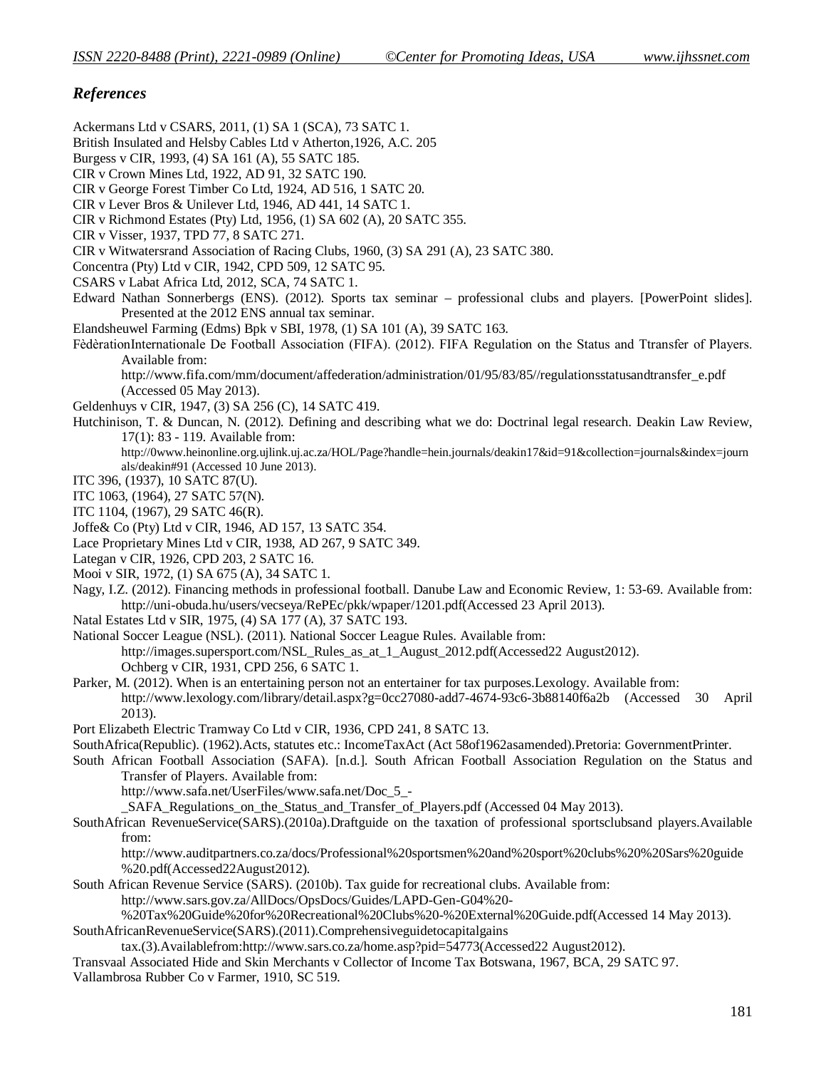## References

Ackermans Ltd v CSARS, 2011, (1) SA 1 (SCA), 73 SATC 1.

British Insulated and Helsby Cables Ltd v Atherton,1926, A.C. 205

Burgess v CIR, 1993, (4) SA 161 (A), 55 SATC 185.

CIR v Crown Mines Ltd, 1922, AD 91, 32 SATC 190.

CIR v George Forest Timber Co Ltd, 1924, AD 516, 1 SATC 20.

CIR v Lever Bros & Unilever Ltd, 1946, AD 441, 14 SATC 1.

CIR v Richmond Estates (Pty) Ltd, 1956, (1) SA 602 (A), 20 SATC 355.

CIR v Visser, 1937, TPD 77, 8 SATC 271.

CIR v Witwatersrand Association of Racing Clubs, 1960, (3) SA 291 (A), 23 SATC 380.

Concentra (Pty) Ltd v CIR, 1942, CPD 509, 12 SATC 95.

CSARS v Labat Africa Ltd, 2012, SCA, 74 SATC 1.

Edward Nathan Sonnerbergs (ENS). (2012). Sports tax seminar – professional clubs and players. [PowerPoint slides]. Presented at the 2012 ENS annual tax seminar.

Elandsheuwel Farming (Edms) Bpk v SBI, 1978, (1) SA 101 (A), 39 SATC 163.

FèdèrationInternationale De Football Association (FIFA). (2012). FIFA Regulation on the Status and Ttransfer of Players. Available from: http://www.fifa.com/mm/document/affederation/administration/01/95/83/85//regulationsstatusandtransfer_e.pdf (Accessed 05 May 2013).

Geldenhuys v CIR, 1947, (3) SA 256 (C), 14 SATC 419.

Hutchinison, T. & Duncan, N. (2012). Defining and describing what we do: Doctrinal legal research. Deakin Law Review, 17(1): 83 - 119. Available from: http://0www.heinonline.org.ujlink.uj.ac.za/HOL/Page?handle=hein.journals/deakin17&id=91&collection=journals&index=journals/deakin#91 (Accessed 10 June 2013).

ITC 396, (1937), 10 SATC 87(U).

ITC 1063, (1964), 27 SATC 57(N).

ITC 1104, (1967), 29 SATC 46(R).

Joffe& Co (Pty) Ltd v CIR, 1946, AD 157, 13 SATC 354.

Lace Proprietary Mines Ltd v CIR, 1938, AD 267, 9 SATC 349.

Lategan v CIR, 1926, CPD 203, 2 SATC 16.

Mooi v SIR, 1972, (1) SA 675 (A), 34 SATC 1.

Nagy, I.Z. (2012). Financing methods in professional football. Danube Law and Economic Review, 1: 53-69. Available from: http://uni-obuda.hu/users/vecseya/RePEc/pkk/wpaper/1201.pdf(Accessed 23 April 2013).

Natal Estates Ltd v SIR, 1975, (4) SA 177 (A), 37 SATC 193.

National Soccer League (NSL). (2011). National Soccer League Rules. Available from: http://images.supersport.com/NSL_Rules_as_at_1_August_2012.pdf(Accessed22 August2012).

Ochberg v CIR, 1931, CPD 256, 6 SATC 1.

Parker, M. (2012). When is an entertaining person not an entertainer for tax purposes.Lexology. Available from: http://www.lexology.com/library/detail.aspx?g=0cc27080-add7-4674-93c6-3b88140f6a2b (Accessed 30 April 2013).

Port Elizabeth Electric Tramway Co Ltd v CIR, 1936, CPD 241, 8 SATC 13.

SouthAfrica(Republic). (1962).Acts, statutes etc.: IncomeTaxAct (Act 58of1962asamended).Pretoria: GovernmentPrinter.

South African Football Association (SAFA). [n.d.]. South African Football Association Regulation on the Status and Transfer of Players. Available from: http://www.safa.net/UserFiles/www.safa.net/Doc_5_-_SAFA_Regulations_on_the_Status_and_Transfer_of_Players.pdf (Accessed 04 May 2013).

SouthAfrican RevenueService(SARS).(2010a).Draftguide on the taxation of professional sportsclubsand players.Available from: http://www.auditpartners.co.za/docs/Professional%20sportsmen%20and%20sport%20clubs%20%20Sars%20guide%20.pdf(Accessed22August2012).

South African Revenue Service (SARS). (2010b). Tax guide for recreational clubs. Available from: http://www.sars.gov.za/AllDocs/OpsDocs/Guides/LAPD-Gen-G04%20-%20Tax%20Guide%20for%20Recreational%20Clubs%20-%20External%20Guide.pdf(Accessed 14 May 2013).

SouthAfricanRevenueService(SARS).(2011).Comprehensiveguidetocapitalgains tax.(3).Availablefrom:http://www.sars.co.za/home.asp?pid=54773(Accessed22 August2012).

Transvaal Associated Hide and Skin Merchants v Collector of Income Tax Botswana, 1967, BCA, 29 SATC 97.

Vallambrosa Rubber Co v Farmer, 1910, SC 519.